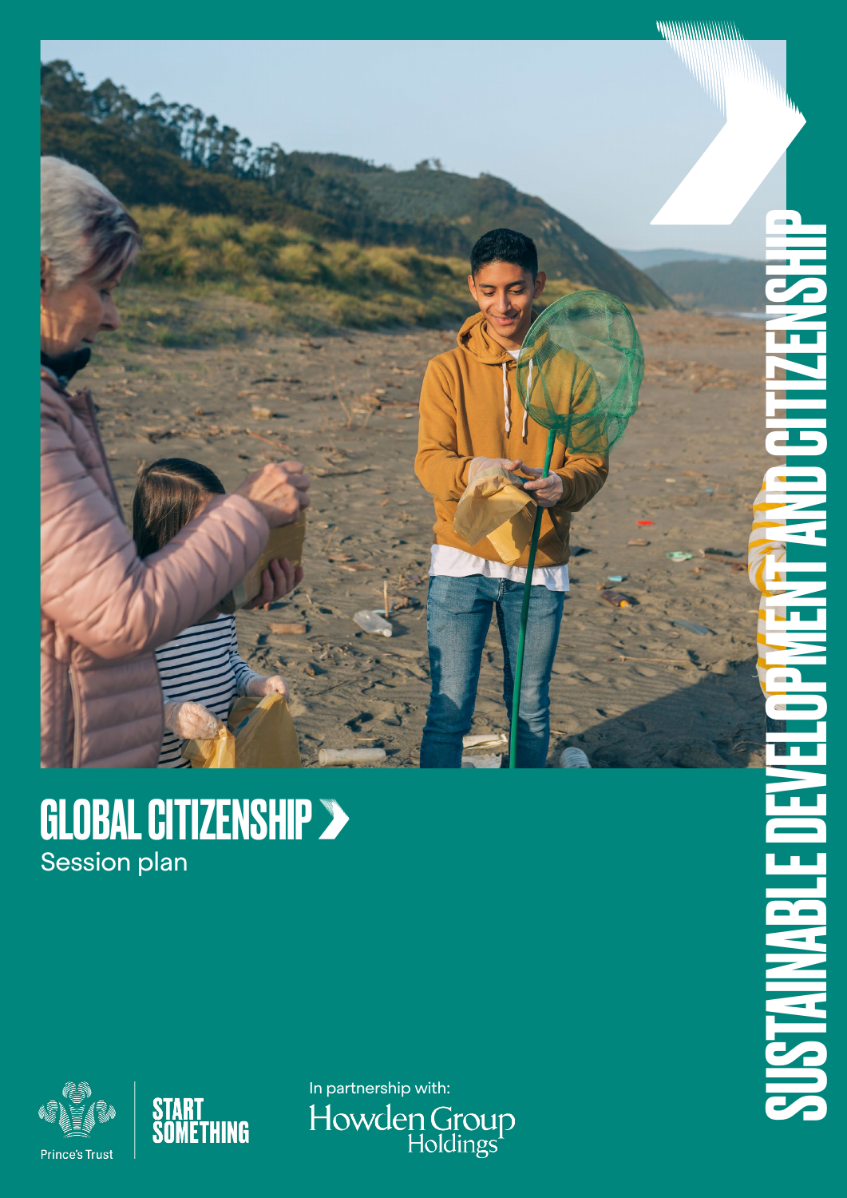# GLOBAL CITIZENSHIP

Session plan

SUSTAINABLE DEVELOPMENT AND CITIZENSHIP

Prince's Trust

START SOMETHING

In partnership with:

Howden Group Holdings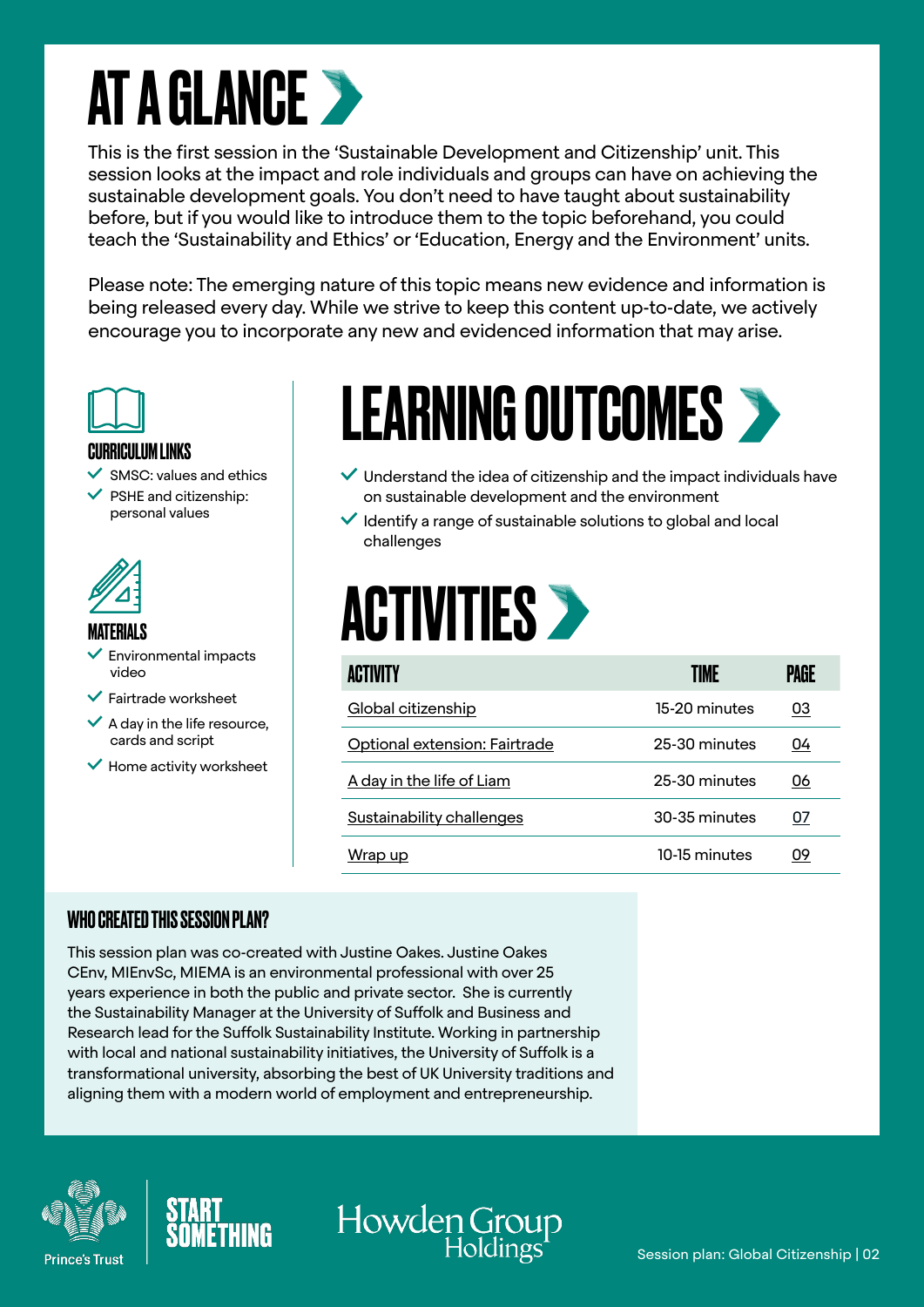# AT A GLANCE

This is the first session in the 'Sustainable Development and Citizenship' unit. This session looks at the impact and role individuals and groups can have on achieving the sustainable development goals. You don't need to have taught about sustainability before, but if you would like to introduce them to the topic beforehand, you could teach the 'Sustainability and Ethics' or 'Education, Energy and the Environment' units.

Please note: The emerging nature of this topic means new evidence and information is being released every day. While we strive to keep this content up-to-date, we actively encourage you to incorporate any new and evidenced information that may arise.

### CURRICULUM LINKS

- SMSC: values and ethics
- PSHE and citizenship: personal values

### MATERIALS

- Environmental impacts video
- Fairtrade worksheet
- A day in the life resource, cards and script
- Home activity worksheet

## LEARNING OUTCOMES

- Understand the idea of citizenship and the impact individuals have on sustainable development and the environment
- Identify a range of sustainable solutions to global and local challenges

## ACTIVITIES

| ACTIVITY | TIME | PAGE |
|---|---|---|
| Global citizenship | 15-20 minutes | 03 |
| Optional extension: Fairtrade | 25-30 minutes | 04 |
| A day in the life of Liam | 25-30 minutes | 06 |
| Sustainability challenges | 30-35 minutes | 07 |
| Wrap up | 10-15 minutes | 09 |

### WHO CREATED THIS SESSION PLAN?

This session plan was co-created with Justine Oakes. Justine Oakes CEnv, MIEnvSc, MIEMA is an environmental professional with over 25 years experience in both the public and private sector. She is currently the Sustainability Manager at the University of Suffolk and Business and Research lead for the Suffolk Sustainability Institute. Working in partnership with local and national sustainability initiatives, the University of Suffolk is a transformational university, absorbing the best of UK University traditions and aligning them with a modern world of employment and entrepreneurship.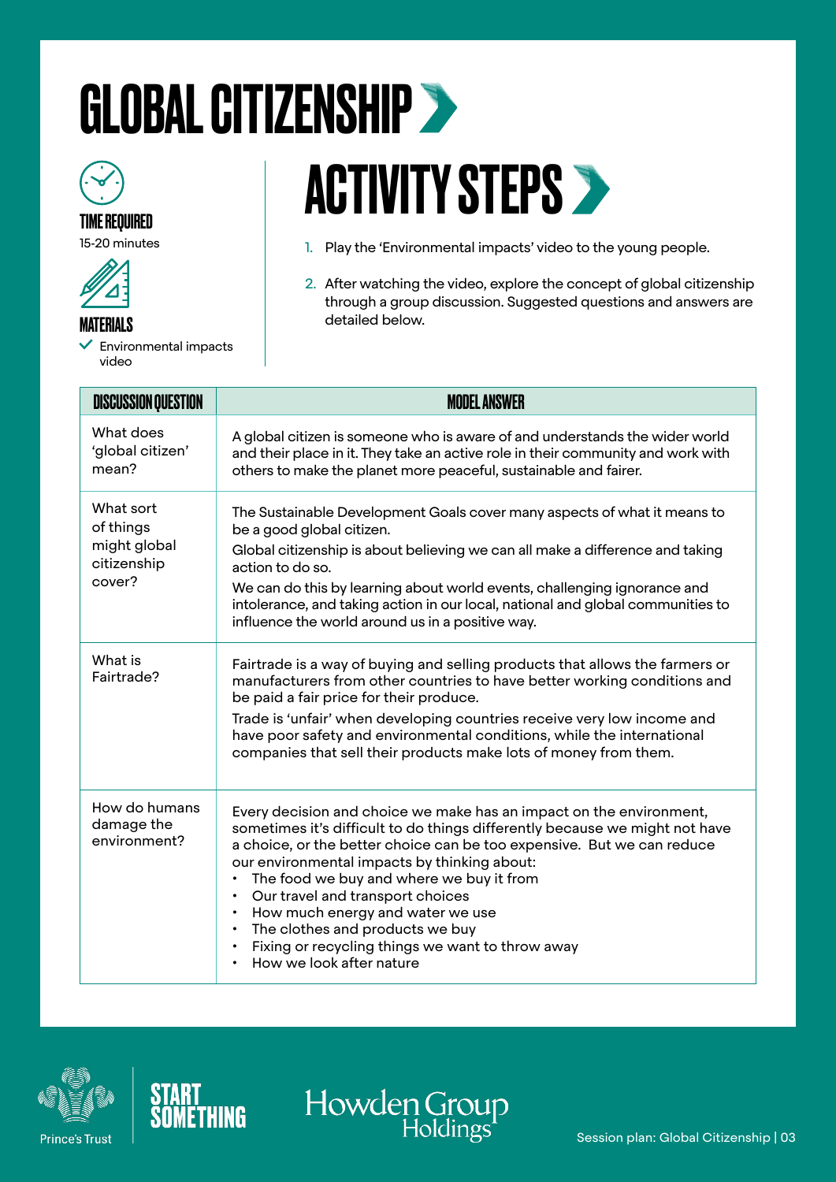# GLOBAL CITIZENSHIP

**TIME REQUIRED**
15-20 minutes

**MATERIALS**
- ✓ Environmental impacts video

## ACTIVITY STEPS

1. Play the 'Environmental impacts' video to the young people.
2. After watching the video, explore the concept of global citizenship through a group discussion. Suggested questions and answers are detailed below.

| DISCUSSION QUESTION | MODEL ANSWER |
|---|---|
| What does 'global citizen' mean? | A global citizen is someone who is aware of and understands the wider world and their place in it. They take an active role in their community and work with others to make the planet more peaceful, sustainable and fairer. |
| What sort of things might global citizenship cover? | The Sustainable Development Goals cover many aspects of what it means to be a good global citizen.<br>Global citizenship is about believing we can all make a difference and taking action to do so.<br>We can do this by learning about world events, challenging ignorance and intolerance, and taking action in our local, national and global communities to influence the world around us in a positive way. |
| What is Fairtrade? | Fairtrade is a way of buying and selling products that allows the farmers or manufacturers from other countries to have better working conditions and be paid a fair price for their produce.<br>Trade is 'unfair' when developing countries receive very low income and have poor safety and environmental conditions, while the international companies that sell their products make lots of money from them. |
| How do humans damage the environment? | Every decision and choice we make has an impact on the environment, sometimes it's difficult to do things differently because we might not have a choice, or the better choice can be too expensive. But we can reduce our environmental impacts by thinking about:<br>• The food we buy and where we buy it from<br>• Our travel and transport choices<br>• How much energy and water we use<br>• The clothes and products we buy<br>• Fixing or recycling things we want to throw away<br>• How we look after nature |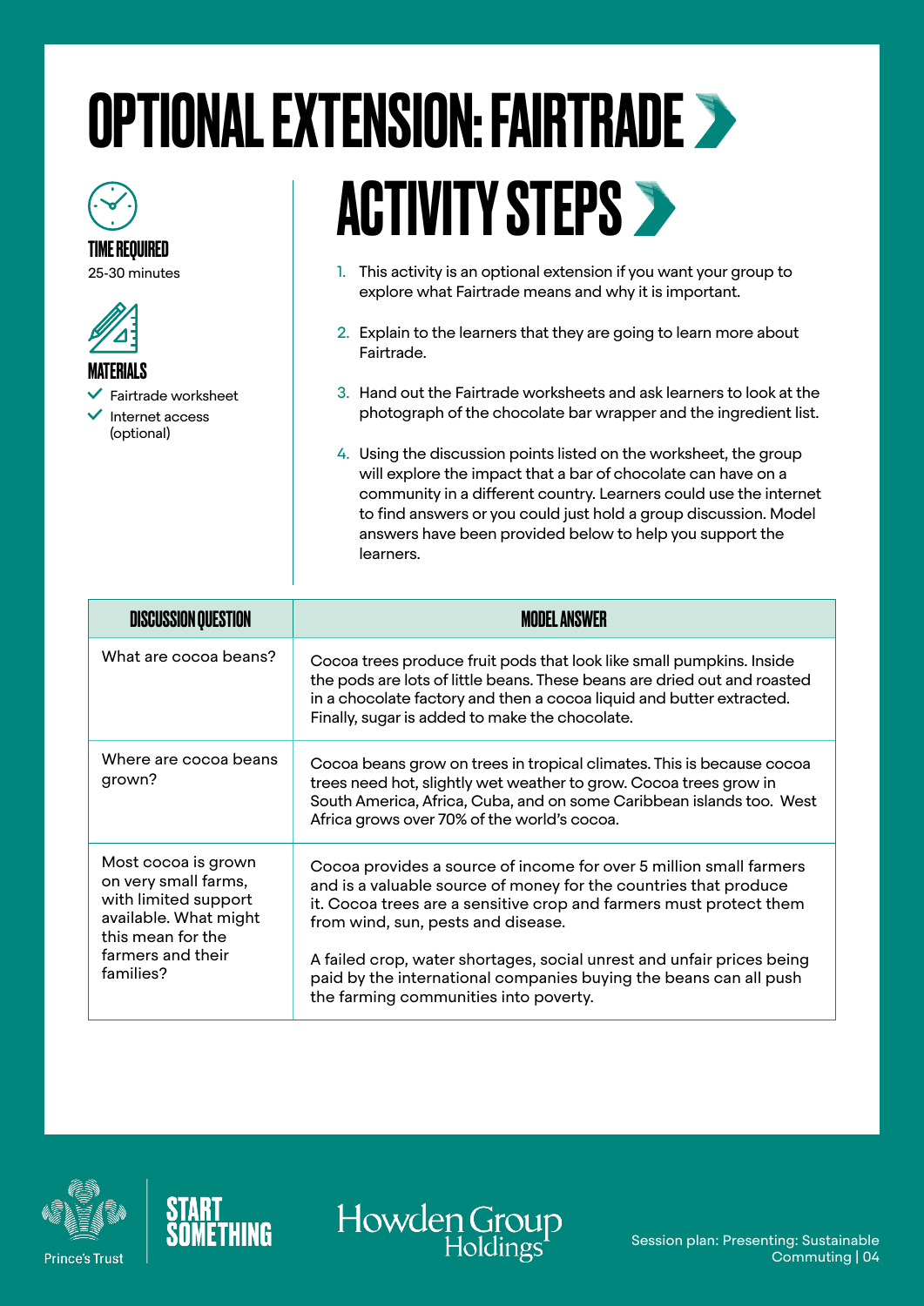# OPTIONAL EXTENSION: FAIRTRADE

**TIME REQUIRED**
25-30 minutes

**MATERIALS**
- Fairtrade worksheet
- Internet access (optional)

## ACTIVITY STEPS

1. This activity is an optional extension if you want your group to explore what Fairtrade means and why it is important.
2. Explain to the learners that they are going to learn more about Fairtrade.
3. Hand out the Fairtrade worksheets and ask learners to look at the photograph of the chocolate bar wrapper and the ingredient list.
4. Using the discussion points listed on the worksheet, the group will explore the impact that a bar of chocolate can have on a community in a different country. Learners could use the internet to find answers or you could just hold a group discussion. Model answers have been provided below to help you support the learners.

| DISCUSSION QUESTION | MODEL ANSWER |
|---|---|
| What are cocoa beans? | Cocoa trees produce fruit pods that look like small pumpkins. Inside the pods are lots of little beans. These beans are dried out and roasted in a chocolate factory and then a cocoa liquid and butter extracted. Finally, sugar is added to make the chocolate. |
| Where are cocoa beans grown? | Cocoa beans grow on trees in tropical climates. This is because cocoa trees need hot, slightly wet weather to grow. Cocoa trees grow in South America, Africa, Cuba, and on some Caribbean islands too. West Africa grows over 70% of the world's cocoa. |
| Most cocoa is grown on very small farms, with limited support available. What might this mean for the farmers and their families? | Cocoa provides a source of income for over 5 million small farmers and is a valuable source of money for the countries that produce it. Cocoa trees are a sensitive crop and farmers must protect them from wind, sun, pests and disease.<br><br>A failed crop, water shortages, social unrest and unfair prices being paid by the international companies buying the beans can all push the farming communities into poverty. |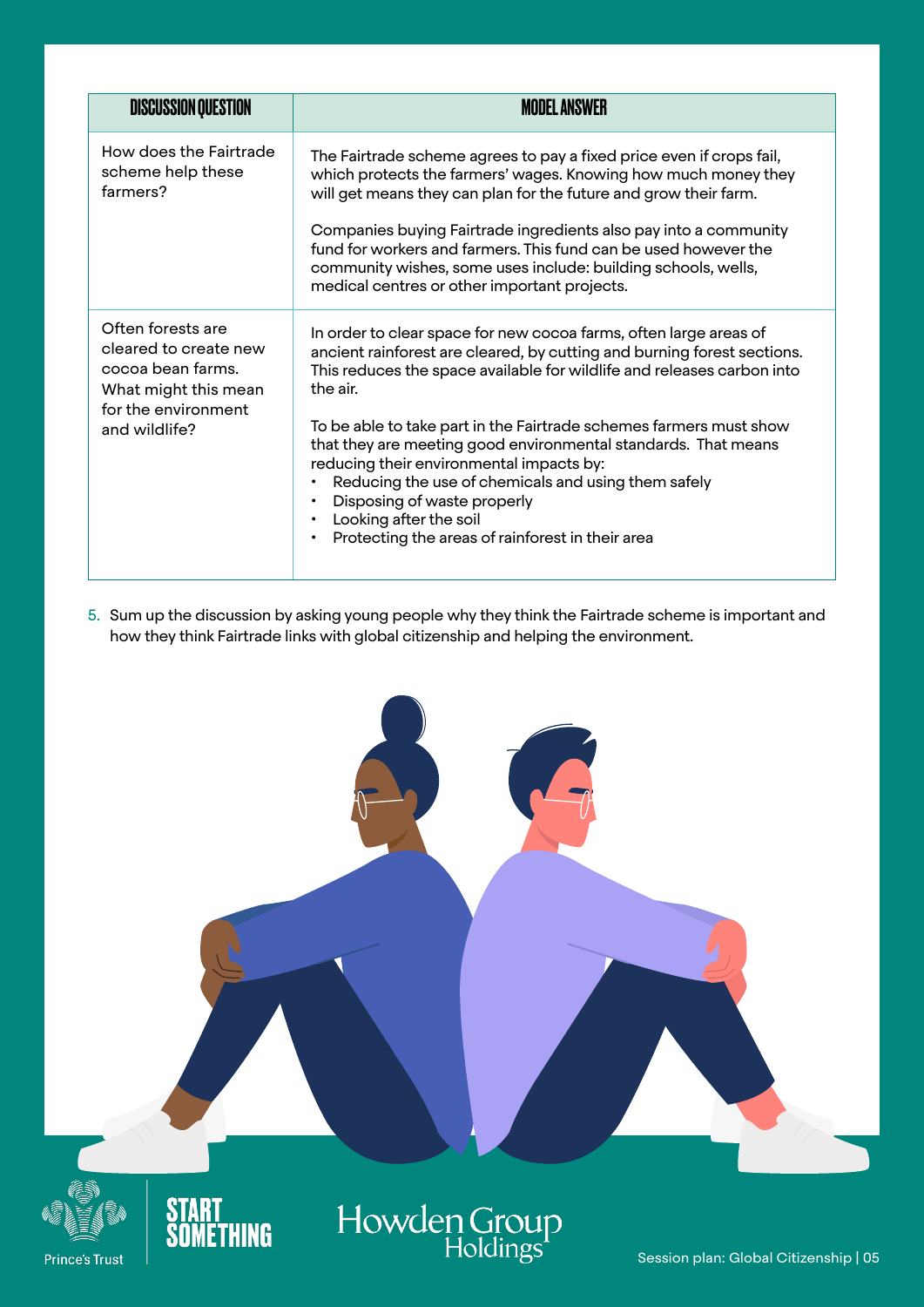| DISCUSSION QUESTION | MODEL ANSWER |
|---|---|
| How does the Fairtrade scheme help these farmers? | The Fairtrade scheme agrees to pay a fixed price even if crops fail, which protects the farmers' wages. Knowing how much money they will get means they can plan for the future and grow their farm.<br><br>Companies buying Fairtrade ingredients also pay into a community fund for workers and farmers. This fund can be used however the community wishes, some uses include: building schools, wells, medical centres or other important projects. |
| Often forests are cleared to create new cocoa bean farms. What might this mean for the environment and wildlife? | In order to clear space for new cocoa farms, often large areas of ancient rainforest are cleared, by cutting and burning forest sections. This reduces the space available for wildlife and releases carbon into the air.<br><br>To be able to take part in the Fairtrade schemes farmers must show that they are meeting good environmental standards. That means reducing their environmental impacts by:<br>• Reducing the use of chemicals and using them safely<br>• Disposing of waste properly<br>• Looking after the soil<br>• Protecting the areas of rainforest in their area |

5. Sum up the discussion by asking young people why they think the Fairtrade scheme is important and how they think Fairtrade links with global citizenship and helping the environment.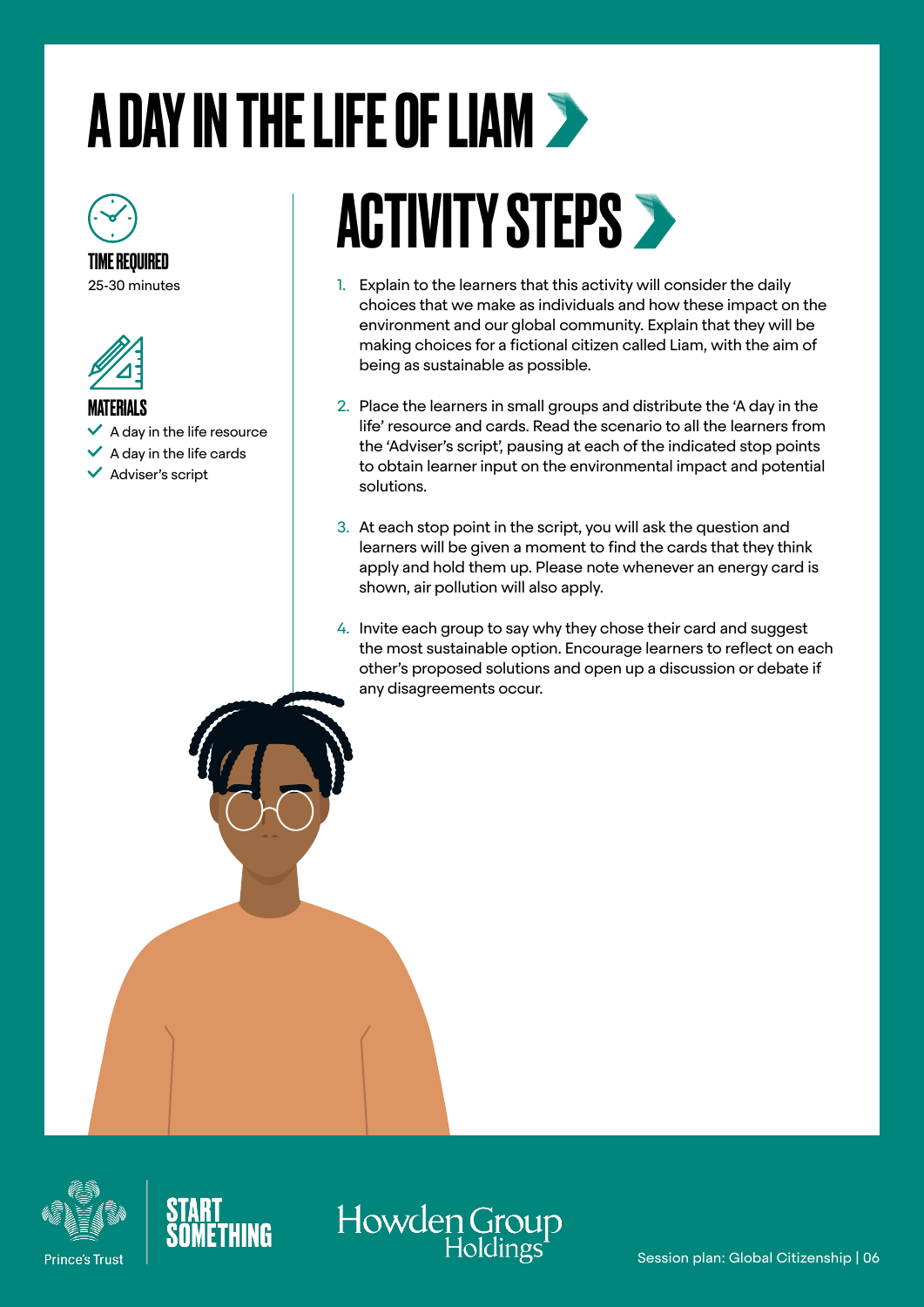# A DAY IN THE LIFE OF LIAM

**TIME REQUIRED**

25-30 minutes

**MATERIALS**

- A day in the life resource
- A day in the life cards
- Adviser's script

## ACTIVITY STEPS

1. Explain to the learners that this activity will consider the daily choices that we make as individuals and how these impact on the environment and our global community. Explain that they will be making choices for a fictional citizen called Liam, with the aim of being as sustainable as possible.
2. Place the learners in small groups and distribute the 'A day in the life' resource and cards. Read the scenario to all the learners from the 'Adviser's script', pausing at each of the indicated stop points to obtain learner input on the environmental impact and potential solutions.
3. At each stop point in the script, you will ask the question and learners will be given a moment to find the cards that they think apply and hold them up. Please note whenever an energy card is shown, air pollution will also apply.
4. Invite each group to say why they chose their card and suggest the most sustainable option. Encourage learners to reflect on each other's proposed solutions and open up a discussion or debate if any disagreements occur.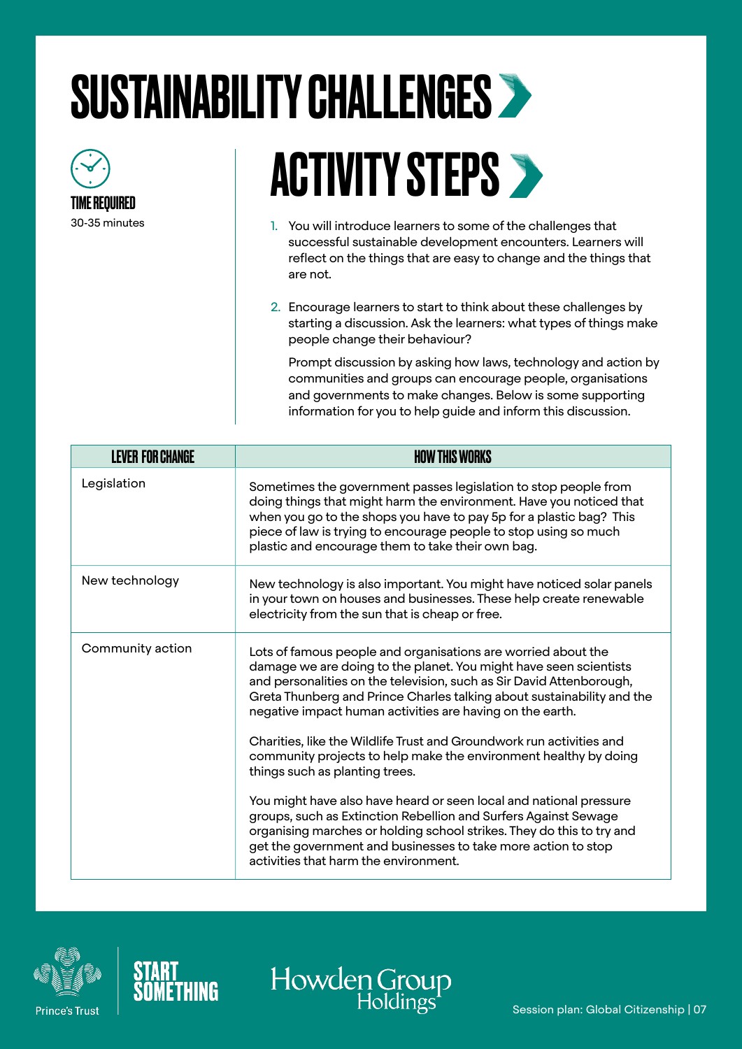# SUSTAINABILITY CHALLENGES

**TIME REQUIRED**
30-35 minutes

## ACTIVITY STEPS

1. You will introduce learners to some of the challenges that successful sustainable development encounters. Learners will reflect on the things that are easy to change and the things that are not.

2. Encourage learners to start to think about these challenges by starting a discussion. Ask the learners: what types of things make people change their behaviour?

   Prompt discussion by asking how laws, technology and action by communities and groups can encourage people, organisations and governments to make changes. Below is some supporting information for you to help guide and inform this discussion.

| LEVER FOR CHANGE | HOW THIS WORKS |
| --- | --- |
| Legislation | Sometimes the government passes legislation to stop people from doing things that might harm the environment. Have you noticed that when you go to the shops you have to pay 5p for a plastic bag? This piece of law is trying to encourage people to stop using so much plastic and encourage them to take their own bag. |
| New technology | New technology is also important. You might have noticed solar panels in your town on houses and businesses. These help create renewable electricity from the sun that is cheap or free. |
| Community action | Lots of famous people and organisations are worried about the damage we are doing to the planet. You might have seen scientists and personalities on the television, such as Sir David Attenborough, Greta Thunberg and Prince Charles talking about sustainability and the negative impact human activities are having on the earth.<br><br>Charities, like the Wildlife Trust and Groundwork run activities and community projects to help make the environment healthy by doing things such as planting trees.<br><br>You might have also have heard or seen local and national pressure groups, such as Extinction Rebellion and Surfers Against Sewage organising marches or holding school strikes. They do this to try and get the government and businesses to take more action to stop activities that harm the environment. |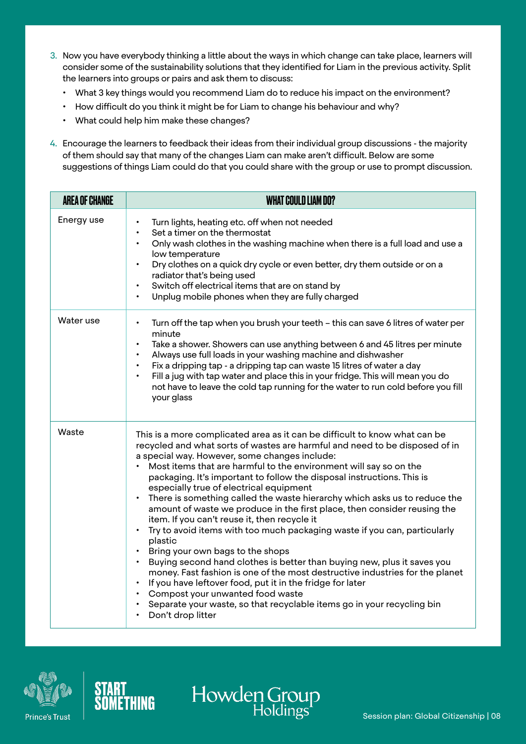3. Now you have everybody thinking a little about the ways in which change can take place, learners will consider some of the sustainability solutions that they identified for Liam in the previous activity. Split the learners into groups or pairs and ask them to discuss:
   - What 3 key things would you recommend Liam do to reduce his impact on the environment?
   - How difficult do you think it might be for Liam to change his behaviour and why?
   - What could help him make these changes?

4. Encourage the learners to feedback their ideas from their individual group discussions - the majority of them should say that many of the changes Liam can make aren't difficult. Below are some suggestions of things Liam could do that you could share with the group or use to prompt discussion.

| AREA OF CHANGE | WHAT COULD LIAM DO? |
|---|---|
| Energy use | • Turn lights, heating etc. off when not needed<br>• Set a timer on the thermostat<br>• Only wash clothes in the washing machine when there is a full load and use a low temperature<br>• Dry clothes on a quick dry cycle or even better, dry them outside or on a radiator that's being used<br>• Switch off electrical items that are on stand by<br>• Unplug mobile phones when they are fully charged |
| Water use | • Turn off the tap when you brush your teeth – this can save 6 litres of water per minute<br>• Take a shower. Showers can use anything between 6 and 45 litres per minute<br>• Always use full loads in your washing machine and dishwasher<br>• Fix a dripping tap - a dripping tap can waste 15 litres of water a day<br>• Fill a jug with tap water and place this in your fridge. This will mean you do not have to leave the cold tap running for the water to run cold before you fill your glass |
| Waste | This is a more complicated area as it can be difficult to know what can be recycled and what sorts of wastes are harmful and need to be disposed of in a special way. However, some changes include:<br>• Most items that are harmful to the environment will say so on the packaging. It's important to follow the disposal instructions. This is especially true of electrical equipment<br>• There is something called the waste hierarchy which asks us to reduce the amount of waste we produce in the first place, then consider reusing the item. If you can't reuse it, then recycle it<br>• Try to avoid items with too much packaging waste if you can, particularly plastic<br>• Bring your own bags to the shops<br>• Buying second hand clothes is better than buying new, plus it saves you money. Fast fashion is one of the most destructive industries for the planet<br>• If you have leftover food, put it in the fridge for later<br>• Compost your unwanted food waste<br>• Separate your waste, so that recyclable items go in your recycling bin<br>• Don't drop litter |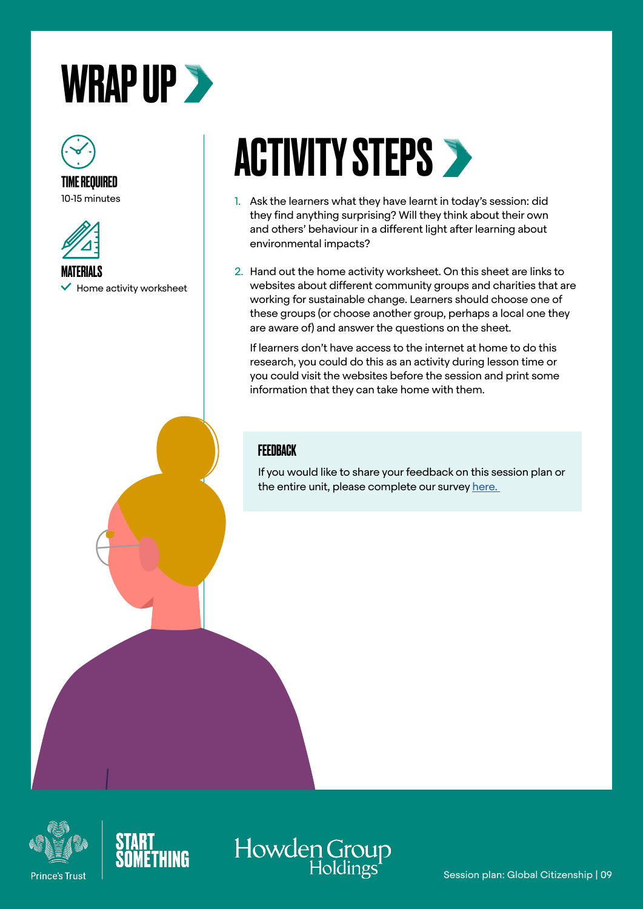# WRAP UP

**TIME REQUIRED**
10-15 minutes

**MATERIALS**
- ✓ Home activity worksheet

## ACTIVITY STEPS

1. Ask the learners what they have learnt in today's session: did they find anything surprising? Will they think about their own and others' behaviour in a different light after learning about environmental impacts?

2. Hand out the home activity worksheet. On this sheet are links to websites about different community groups and charities that are working for sustainable change. Learners should choose one of these groups (or choose another group, perhaps a local one they are aware of) and answer the questions on the sheet.

   If learners don't have access to the internet at home to do this research, you could do this as an activity during lesson time or you could visit the websites before the session and print some information that they can take home with them.

### FEEDBACK

If you would like to share your feedback on this session plan or the entire unit, please complete our survey here.